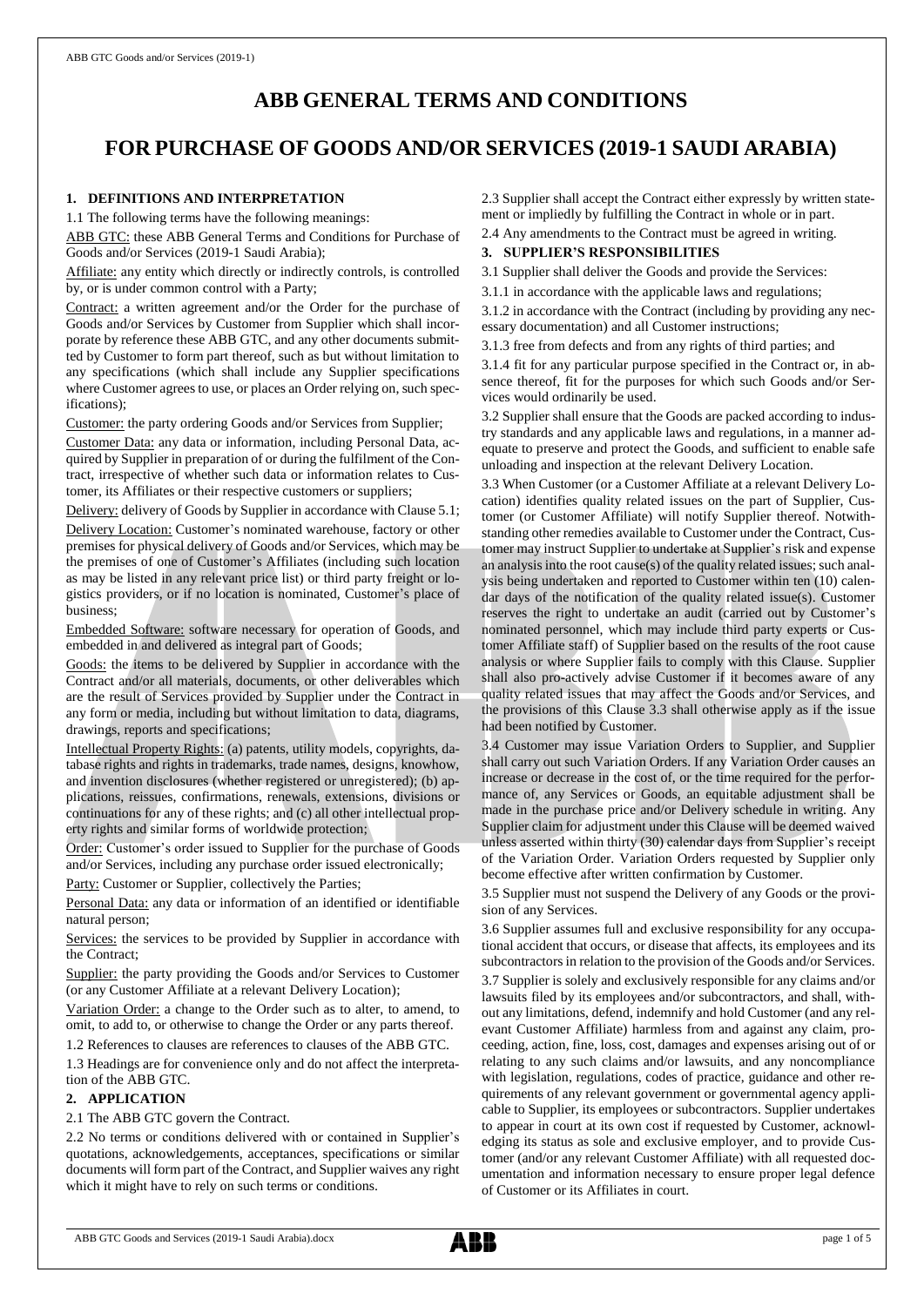# ABB GENERAL TERMS AND CONDITIONS

# FOR PURCHASE OF GOODS AND/OR SERVICES (2019-1 SAUDI ARABIA)

## 1. DEFINITIONS AND INTERPRETATION

1.1 The following terms have the following meanings:

ABB GTC: these ABB General Terms and Conditions for Purchase of Goods and/or Services (2019-1 Saudi Arabia);

Affiliate: any entity which directly or indirectly controls, is controlled by, or is under common control with a Party;

Contract: a written agreement and/or the Order for the purchase of Goods and/or Services by Customer from Supplier which shall incorporate by reference these ABB GTC, and any other documents submitted by Customer to form part thereof, such as but without limitation to any specifications (which shall include any Supplier specifications where Customer agrees to use, or places an Order relying on, such specifications);

Customer: the party ordering Goods and/or Services from Supplier;

Customer Data: any data or information, including Personal Data, acquired by Supplier in preparation of or during the fulfilment of the Contract, irrespective of whether such data or information relates to Customer, its Affiliates or their respective customers or suppliers;

Delivery: delivery of Goods by Supplier in accordance with Clause 5.1;

Delivery Location: Customer's nominated warehouse, factory or other premises for physical delivery of Goods and/or Services, which may be the premises of one of Customer's Affiliates (including such location as may be listed in any relevant price list) or third party freight or logistics providers, or if no location is nominated, Customer's place of business;

Embedded Software: software necessary for operation of Goods, and embedded in and delivered as integral part of Goods;

Goods: the items to be delivered by Supplier in accordance with the Contract and/or all materials, documents, or other deliverables which are the result of Services provided by Supplier under the Contract in any form or media, including but without limitation to data, diagrams, drawings, reports and specifications;

Intellectual Property Rights: (a) patents, utility models, copyrights, database rights and rights in trademarks, trade names, designs, knowhow, and invention disclosures (whether registered or unregistered); (b) applications, reissues, confirmations, renewals, extensions, divisions or continuations for any of these rights; and (c) all other intellectual property rights and similar forms of worldwide protection;

Order: Customer's order issued to Supplier for the purchase of Goods and/or Services, including any purchase order issued electronically;

Party: Customer or Supplier, collectively the Parties;

Personal Data: any data or information of an identified or identifiable natural person;

Services: the services to be provided by Supplier in accordance with the Contract;

Supplier: the party providing the Goods and/or Services to Customer (or any Customer Affiliate at a relevant Delivery Location);

Variation Order: a change to the Order such as to alter, to amend, to omit, to add to, or otherwise to change the Order or any parts thereof.

1.2 References to clauses are references to clauses of the ABB GTC.

1.3 Headings are for convenience only and do not affect the interpretation of the ABB GTC.

## 2. APPLICATION

2.1 The ABB GTC govern the Contract.

2.2 No terms or conditions delivered with or contained in Supplier's quotations, acknowledgements, acceptances, specifications or similar documents will form part of the Contract, and Supplier waives any right which it might have to rely on such terms or conditions.

2.3 Supplier shall accept the Contract either expressly by written statement or impliedly by fulfilling the Contract in whole or in part.

2.4 Any amendments to the Contract must be agreed in writing.

## 3. SUPPLIER'S RESPONSIBILITIES

3.1 Supplier shall deliver the Goods and provide the Services:

3.1.1 in accordance with the applicable laws and regulations;

3.1.2 in accordance with the Contract (including by providing any necessary documentation) and all Customer instructions;

3.1.3 free from defects and from any rights of third parties; and

3.1.4 fit for any particular purpose specified in the Contract or, in absence thereof, fit for the purposes for which such Goods and/or Services would ordinarily be used.

3.2 Supplier shall ensure that the Goods are packed according to industry standards and any applicable laws and regulations, in a manner adequate to preserve and protect the Goods, and sufficient to enable safe unloading and inspection at the relevant Delivery Location.

3.3 When Customer (or a Customer Affiliate at a relevant Delivery Location) identifies quality related issues on the part of Supplier, Customer (or Customer Affiliate) will notify Supplier thereof. Notwithstanding other remedies available to Customer under the Contract, Customer may instruct Supplier to undertake at Supplier's risk and expense an analysis into the root cause(s) of the quality related issues; such analysis being undertaken and reported to Customer within ten (10) calendar days of the notification of the quality related issue(s). Customer reserves the right to undertake an audit (carried out by Customer's nominated personnel, which may include third party experts or Customer Affiliate staff) of Supplier based on the results of the root cause analysis or where Supplier fails to comply with this Clause. Supplier shall also pro-actively advise Customer if it becomes aware of any quality related issues that may affect the Goods and/or Services, and the provisions of this Clause 3.3 shall otherwise apply as if the issue had been notified by Customer.

3.4 Customer may issue Variation Orders to Supplier, and Supplier shall carry out such Variation Orders. If any Variation Order causes an increase or decrease in the cost of, or the time required for the performance of, any Services or Goods, an equitable adjustment shall be made in the purchase price and/or Delivery schedule in writing. Any Supplier claim for adjustment under this Clause will be deemed waived unless asserted within thirty (30) calendar days from Supplier's receipt of the Variation Order. Variation Orders requested by Supplier only become effective after written confirmation by Customer.

3.5 Supplier must not suspend the Delivery of any Goods or the provision of any Services.

3.6 Supplier assumes full and exclusive responsibility for any occupational accident that occurs, or disease that affects, its employees and its subcontractors in relation to the provision of the Goods and/or Services.

3.7 Supplier is solely and exclusively responsible for any claims and/or lawsuits filed by its employees and/or subcontractors, and shall, without any limitations, defend, indemnify and hold Customer (and any relevant Customer Affiliate) harmless from and against any claim, proceeding, action, fine, loss, cost, damages and expenses arising out of or relating to any such claims and/or lawsuits, and any noncompliance with legislation, regulations, codes of practice, guidance and other requirements of any relevant government or governmental agency applicable to Supplier, its employees or subcontractors. Supplier undertakes to appear in court at its own cost if requested by Customer, acknowledging its status as sole and exclusive employer, and to provide Customer (and/or any relevant Customer Affiliate) with all requested documentation and information necessary to ensure proper legal defence of Customer or its Affiliates in court.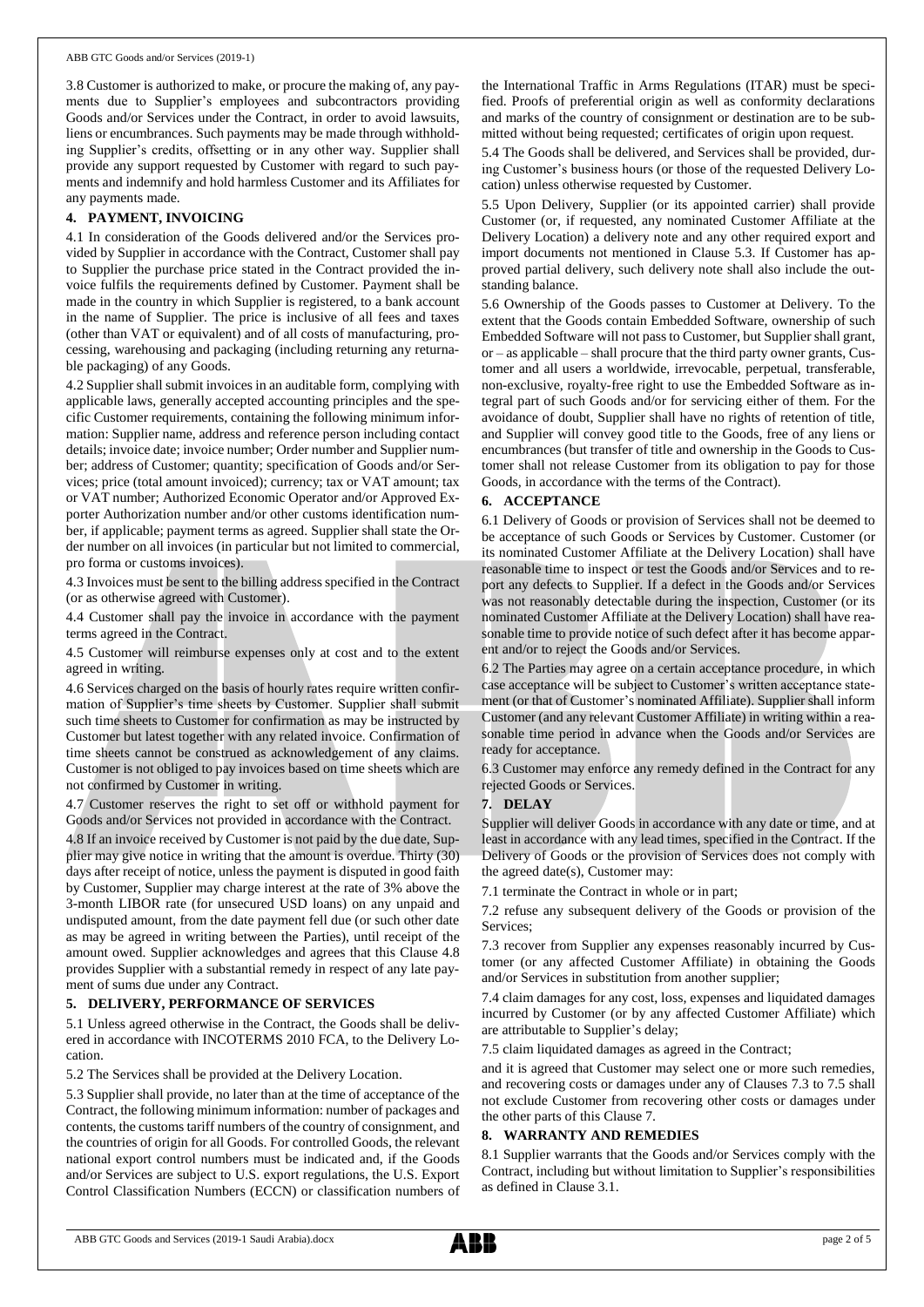3.8 Customer is authorized to make, or procure the making of, any payments due to Supplier's employees and subcontractors providing Goods and/or Services under the Contract, in order to avoid lawsuits, liens or encumbrances. Such payments may be made through withholding Supplier's credits, offsetting or in any other way. Supplier shall provide any support requested by Customer with regard to such payments and indemnify and hold harmless Customer and its Affiliates for any payments made.

## 4. PAYMENT, INVOICING

4.1 In consideration of the Goods delivered and/or the Services provided by Supplier in accordance with the Contract, Customer shall pay to Supplier the purchase price stated in the Contract provided the invoice fulfils the requirements defined by Customer. Payment shall be made in the country in which Supplier is registered, to a bank account in the name of Supplier. The price is inclusive of all fees and taxes (other than VAT or equivalent) and of all costs of manufacturing, processing, warehousing and packaging (including returning any returnable packaging) of any Goods.

4.2 Supplier shall submit invoices in an auditable form, complying with applicable laws, generally accepted accounting principles and the specific Customer requirements, containing the following minimum information: Supplier name, address and reference person including contact details; invoice date; invoice number; Order number and Supplier number; address of Customer; quantity; specification of Goods and/or Services; price (total amount invoiced); currency; tax or VAT amount; tax or VAT number; Authorized Economic Operator and/or Approved Exporter Authorization number and/or other customs identification number, if applicable; payment terms as agreed. Supplier shall state the Order number on all invoices (in particular but not limited to commercial, pro forma or customs invoices).

4.3 Invoices must be sent to the billing address specified in the Contract (or as otherwise agreed with Customer).

4.4 Customer shall pay the invoice in accordance with the payment terms agreed in the Contract.

4.5 Customer will reimburse expenses only at cost and to the extent agreed in writing.

4.6 Services charged on the basis of hourly rates require written confirmation of Supplier's time sheets by Customer. Supplier shall submit such time sheets to Customer for confirmation as may be instructed by Customer but latest together with any related invoice. Confirmation of time sheets cannot be construed as acknowledgement of any claims. Customer is not obliged to pay invoices based on time sheets which are not confirmed by Customer in writing.

4.7 Customer reserves the right to set off or withhold payment for Goods and/or Services not provided in accordance with the Contract.

4.8 If an invoice received by Customer is not paid by the due date, Supplier may give notice in writing that the amount is overdue. Thirty (30) days after receipt of notice, unless the payment is disputed in good faith by Customer, Supplier may charge interest at the rate of 3% above the 3-month LIBOR rate (for unsecured USD loans) on any unpaid and undisputed amount, from the date payment fell due (or such other date as may be agreed in writing between the Parties), until receipt of the amount owed. Supplier acknowledges and agrees that this Clause 4.8 provides Supplier with a substantial remedy in respect of any late payment of sums due under any Contract.

## 5. DELIVERY, PERFORMANCE OF SERVICES

5.1 Unless agreed otherwise in the Contract, the Goods shall be delivered in accordance with INCOTERMS 2010 FCA, to the Delivery Location.

5.2 The Services shall be provided at the Delivery Location.

5.3 Supplier shall provide, no later than at the time of acceptance of the Contract, the following minimum information: number of packages and contents, the customs tariff numbers of the country of consignment, and the countries of origin for all Goods. For controlled Goods, the relevant national export control numbers must be indicated and, if the Goods and/or Services are subject to U.S. export regulations, the U.S. Export Control Classification Numbers (ECCN) or classification numbers of the International Traffic in Arms Regulations (ITAR) must be specified. Proofs of preferential origin as well as conformity declarations and marks of the country of consignment or destination are to be submitted without being requested; certificates of origin upon request.

5.4 The Goods shall be delivered, and Services shall be provided, during Customer's business hours (or those of the requested Delivery Location) unless otherwise requested by Customer.

5.5 Upon Delivery, Supplier (or its appointed carrier) shall provide Customer (or, if requested, any nominated Customer Affiliate at the Delivery Location) a delivery note and any other required export and import documents not mentioned in Clause 5.3. If Customer has approved partial delivery, such delivery note shall also include the outstanding balance.

5.6 Ownership of the Goods passes to Customer at Delivery. To the extent that the Goods contain Embedded Software, ownership of such Embedded Software will not pass to Customer, but Supplier shall grant, or – as applicable – shall procure that the third party owner grants, Customer and all users a worldwide, irrevocable, perpetual, transferable, non-exclusive, royalty-free right to use the Embedded Software as integral part of such Goods and/or for servicing either of them. For the avoidance of doubt, Supplier shall have no rights of retention of title, and Supplier will convey good title to the Goods, free of any liens or encumbrances (but transfer of title and ownership in the Goods to Customer shall not release Customer from its obligation to pay for those Goods, in accordance with the terms of the Contract).

## 6. ACCEPTANCE

6.1 Delivery of Goods or provision of Services shall not be deemed to be acceptance of such Goods or Services by Customer. Customer (or its nominated Customer Affiliate at the Delivery Location) shall have reasonable time to inspect or test the Goods and/or Services and to report any defects to Supplier. If a defect in the Goods and/or Services was not reasonably detectable during the inspection, Customer (or its nominated Customer Affiliate at the Delivery Location) shall have reasonable time to provide notice of such defect after it has become apparent and/or to reject the Goods and/or Services.

6.2 The Parties may agree on a certain acceptance procedure, in which case acceptance will be subject to Customer's written acceptance statement (or that of Customer's nominated Affiliate). Supplier shall inform Customer (and any relevant Customer Affiliate) in writing within a reasonable time period in advance when the Goods and/or Services are ready for acceptance.

6.3 Customer may enforce any remedy defined in the Contract for any rejected Goods or Services.

## 7. DELAY

Supplier will deliver Goods in accordance with any date or time, and at least in accordance with any lead times, specified in the Contract. If the Delivery of Goods or the provision of Services does not comply with the agreed date(s), Customer may:

7.1 terminate the Contract in whole or in part;

7.2 refuse any subsequent delivery of the Goods or provision of the Services;

7.3 recover from Supplier any expenses reasonably incurred by Customer (or any affected Customer Affiliate) in obtaining the Goods and/or Services in substitution from another supplier;

7.4 claim damages for any cost, loss, expenses and liquidated damages incurred by Customer (or by any affected Customer Affiliate) which are attributable to Supplier's delay;

7.5 claim liquidated damages as agreed in the Contract;

and it is agreed that Customer may select one or more such remedies, and recovering costs or damages under any of Clauses 7.3 to 7.5 shall not exclude Customer from recovering other costs or damages under the other parts of this Clause 7.

## 8. WARRANTY AND REMEDIES

8.1 Supplier warrants that the Goods and/or Services comply with the Contract, including but without limitation to Supplier's responsibilities as defined in Clause 3.1.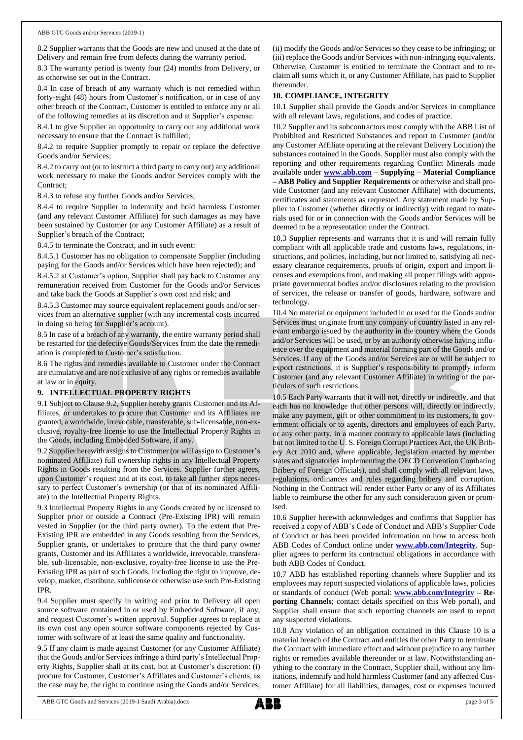8.2 Supplier warrants that the Goods are new and unused at the date of Delivery and remain free from defects during the warranty period.

8.3 The warranty period is twenty four (24) months from Delivery, or as otherwise set out in the Contract.

8.4 In case of breach of any warranty which is not remedied within forty-eight (48) hours from Customer's notification, or in case of any other breach of the Contract, Customer is entitled to enforce any or all of the following remedies at its discretion and at Supplier's expense:

8.4.1 to give Supplier an opportunity to carry out any additional work necessary to ensure that the Contract is fulfilled;

8.4.2 to require Supplier promptly to repair or replace the defective Goods and/or Services;

8.4.2 to carry out (or to instruct a third party to carry out) any additional work necessary to make the Goods and/or Services comply with the Contract;

8.4.3 to refuse any further Goods and/or Services;

8.4.4 to require Supplier to indemnify and hold harmless Customer (and any relevant Customer Affiliate) for such damages as may have been sustained by Customer (or any Customer Affiliate) as a result of Supplier's breach of the Contract;

8.4.5 to terminate the Contract, and in such event:

8.4.5.1 Customer has no obligation to compensate Supplier (including paying for the Goods and/or Services which have been rejected); and

8.4.5.2 at Customer's option, Supplier shall pay back to Customer any remuneration received from Customer for the Goods and/or Services and take back the Goods at Supplier's own cost and risk; and

8.4.5.3 Customer may source equivalent replacement goods and/or services from an alternative supplier (with any incremental costs incurred in doing so being for Supplier's account).

8.5 In case of a breach of any warranty, the entire warranty period shall be restarted for the defective Goods/Services from the date the remediation is completed to Customer's satisfaction.

8.6 The rights and remedies available to Customer under the Contract are cumulative and are not exclusive of any rights or remedies available at law or in equity.

## 9. INTELLECTUAL PROPERTY RIGHTS

9.1 Subject to Clause 9.2, Supplier hereby grants Customer and its Affiliates, or undertakes to procure that Customer and its Affiliates are granted, a worldwide, irrevocable, transferable, sub-licensable, non-exclusive, royalty-free license to use the Intellectual Property Rights in the Goods, including Embedded Software, if any.

9.2 Supplier herewith assigns to Customer (or will assign to Customer's nominated Affiliate) full ownership rights in any Intellectual Property Rights in Goods resulting from the Services. Supplier further agrees, upon Customer's request and at its cost, to take all further steps necessary to perfect Customer's ownership (or that of its nominated Affiliate) to the Intellectual Property Rights.

9.3 Intellectual Property Rights in any Goods created by or licensed to Supplier prior or outside a Contract (Pre-Existing IPR) will remain vested in Supplier (or the third party owner). To the extent that Pre-Existing IPR are embedded in any Goods resulting from the Services, Supplier grants, or undertakes to procure that the third party owner grants, Customer and its Affiliates a worldwide, irrevocable, transferable, sub-licensable, non-exclusive, royalty-free license to use the Pre-Existing IPR as part of such Goods, including the right to improve, develop, market, distribute, sublicense or otherwise use such Pre-Existing IPR.

9.4 Supplier must specify in writing and prior to Delivery all open source software contained in or used by Embedded Software, if any, and request Customer's written approval. Supplier agrees to replace at its own cost any open source software components rejected by Customer with software of at least the same quality and functionality.

9.5 If any claim is made against Customer (or any Customer Affiliate) that the Goods and/or Services infringe a third party's Intellectual Property Rights, Supplier shall at its cost, but at Customer's discretion: (i) procure for Customer, Customer's Affiliates and Customer's clients, as the case may be, the right to continue using the Goods and/or Services; (ii) modify the Goods and/or Services so they cease to be infringing; or (iii) replace the Goods and/or Services with non-infringing equivalents. Otherwise, Customer is entitled to terminate the Contract and to reclaim all sums which it, or any Customer Affiliate, has paid to Supplier thereunder.

## 10. COMPLIANCE, INTEGRITY

10.1 Supplier shall provide the Goods and/or Services in compliance with all relevant laws, regulations, and codes of practice.

10.2 Supplier and its subcontractors must comply with the ABB List of Prohibited and Restricted Substances and report to Customer (and/or any Customer Affiliate operating at the relevant Delivery Location) the substances contained in the Goods. Supplier must also comply with the reporting and other requirements regarding Conflict Minerals made available under **www.abb.com – Supplying – Material Compliance – ABB Policy and Supplier Requirements** or otherwise and shall provide Customer (and any relevant Customer Affiliate) with documents, certificates and statements as requested. Any statement made by Supplier to Customer (whether directly or indirectly) with regard to materials used for or in connection with the Goods and/or Services will be deemed to be a representation under the Contract.

10.3 Supplier represents and warrants that it is and will remain fully compliant with all applicable trade and customs laws, regulations, instructions, and policies, including, but not limited to, satisfying all necessary clearance requirements, proofs of origin, export and import licenses and exemptions from, and making all proper filings with appropriate governmental bodies and/or disclosures relating to the provision of services, the release or transfer of goods, hardware, software and technology.

10.4 No material or equipment included in or used for the Goods and/or Services must originate from any company or country listed in any relevant embargo issued by the authority in the country where the Goods and/or Services will be used, or by an authority otherwise having influence over the equipment and material forming part of the Goods and/or Services. If any of the Goods and/or Services are or will be subject to export restrictions, it is Supplier's responsibility to promptly inform Customer (and any relevant Customer Affiliate) in writing of the particulars of such restrictions.

10.5 Each Party warrants that it will not, directly or indirectly, and that each has no knowledge that other persons will, directly or indirectly, make any payment, gift or other commitment to its customers, to government officials or to agents, directors and employees of each Party, or any other party, in a manner contrary to applicable laws (including but not limited to the U. S. Foreign Corrupt Practices Act, the UK Bribery Act 2010 and, where applicable, legislation enacted by member states and signatories implementing the OECD Convention Combating Bribery of Foreign Officials), and shall comply with all relevant laws, regulations, ordinances and rules regarding bribery and corruption. Nothing in the Contract will render either Party or any of its Affiliates liable to reimburse the other for any such consideration given or promised.

10.6 Supplier herewith acknowledges and confirms that Supplier has received a copy of ABB's Code of Conduct and ABB's Supplier Code of Conduct or has been provided information on how to access both ABB Codes of Conduct online under **www.abb.com/Integrity**. Supplier agrees to perform its contractual obligations in accordance with both ABB Codes of Conduct.

10.7 ABB has established reporting channels where Supplier and its employees may report suspected violations of applicable laws, policies or standards of conduct (Web portal: **www.abb.com/Integrity – Reporting Channels**; contact details specified on this Web portal), and Supplier shall ensure that such reporting channels are used to report any suspected violations.

10.8 Any violation of an obligation contained in this Clause 10 is a material breach of the Contract and entitles the other Party to terminate the Contract with immediate effect and without prejudice to any further rights or remedies available thereunder or at law. Notwithstanding anything to the contrary in the Contract, Supplier shall, without any limitations, indemnify and hold harmless Customer (and any affected Customer Affiliate) for all liabilities, damages, cost or expenses incurred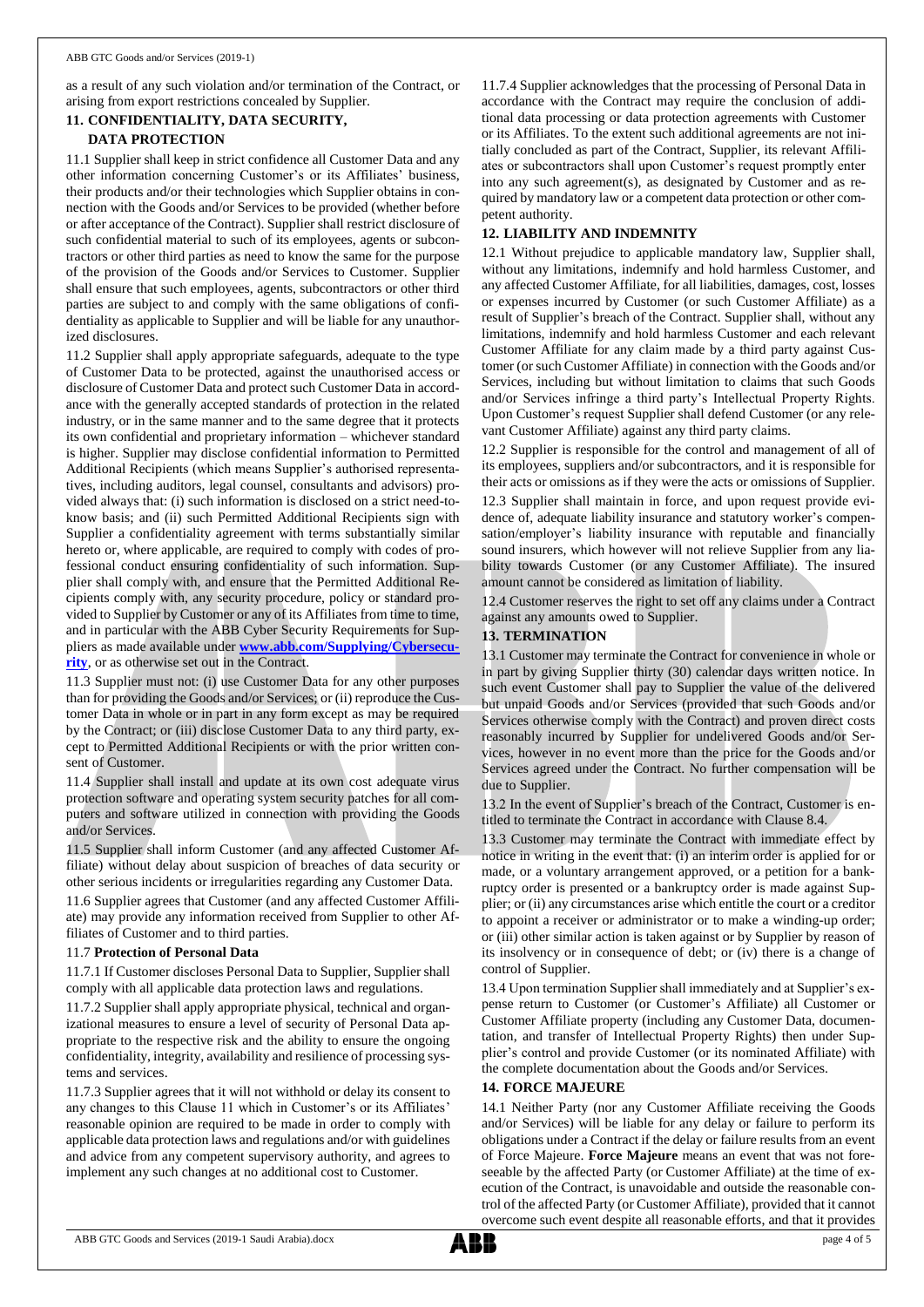as a result of any such violation and/or termination of the Contract, or arising from export restrictions concealed by Supplier.

## 11. CONFIDENTIALITY, DATA SECURITY, DATA PROTECTION

11.1 Supplier shall keep in strict confidence all Customer Data and any other information concerning Customer's or its Affiliates' business, their products and/or their technologies which Supplier obtains in connection with the Goods and/or Services to be provided (whether before or after acceptance of the Contract). Supplier shall restrict disclosure of such confidential material to such of its employees, agents or subcontractors or other third parties as need to know the same for the purpose of the provision of the Goods and/or Services to Customer. Supplier shall ensure that such employees, agents, subcontractors or other third parties are subject to and comply with the same obligations of confidentiality as applicable to Supplier and will be liable for any unauthorized disclosures.

11.2 Supplier shall apply appropriate safeguards, adequate to the type of Customer Data to be protected, against the unauthorised access or disclosure of Customer Data and protect such Customer Data in accordance with the generally accepted standards of protection in the related industry, or in the same manner and to the same degree that it protects its own confidential and proprietary information – whichever standard is higher. Supplier may disclose confidential information to Permitted Additional Recipients (which means Supplier's authorised representatives, including auditors, legal counsel, consultants and advisors) provided always that: (i) such information is disclosed on a strict need-to-know basis; and (ii) such Permitted Additional Recipients sign with Supplier a confidentiality agreement with terms substantially similar hereto or, where applicable, are required to comply with codes of professional conduct ensuring confidentiality of such information. Supplier shall comply with, and ensure that the Permitted Additional Recipients comply with, any security procedure, policy or standard provided to Supplier by Customer or any of its Affiliates from time to time, and in particular with the ABB Cyber Security Requirements for Suppliers as made available under **www.abb.com/Supplying/Cybersecurity**, or as otherwise set out in the Contract.

11.3 Supplier must not: (i) use Customer Data for any other purposes than for providing the Goods and/or Services; or (ii) reproduce the Customer Data in whole or in part in any form except as may be required by the Contract; or (iii) disclose Customer Data to any third party, except to Permitted Additional Recipients or with the prior written consent of Customer.

11.4 Supplier shall install and update at its own cost adequate virus protection software and operating system security patches for all computers and software utilized in connection with providing the Goods and/or Services.

11.5 Supplier shall inform Customer (and any affected Customer Affiliate) without delay about suspicion of breaches of data security or other serious incidents or irregularities regarding any Customer Data.

11.6 Supplier agrees that Customer (and any affected Customer Affiliate) may provide any information received from Supplier to other Affiliates of Customer and to third parties.

11.7 **Protection of Personal Data**

11.7.1 If Customer discloses Personal Data to Supplier, Supplier shall comply with all applicable data protection laws and regulations.

11.7.2 Supplier shall apply appropriate physical, technical and organizational measures to ensure a level of security of Personal Data appropriate to the respective risk and the ability to ensure the ongoing confidentiality, integrity, availability and resilience of processing systems and services.

11.7.3 Supplier agrees that it will not withhold or delay its consent to any changes to this Clause 11 which in Customer's or its Affiliates' reasonable opinion are required to be made in order to comply with applicable data protection laws and regulations and/or with guidelines and advice from any competent supervisory authority, and agrees to implement any such changes at no additional cost to Customer.

11.7.4 Supplier acknowledges that the processing of Personal Data in accordance with the Contract may require the conclusion of additional data processing or data protection agreements with Customer or its Affiliates. To the extent such additional agreements are not initially concluded as part of the Contract, Supplier, its relevant Affiliates or subcontractors shall upon Customer's request promptly enter into any such agreement(s), as designated by Customer and as required by mandatory law or a competent data protection or other competent authority.

## 12. LIABILITY AND INDEMNITY

12.1 Without prejudice to applicable mandatory law, Supplier shall, without any limitations, indemnify and hold harmless Customer, and any affected Customer Affiliate, for all liabilities, damages, cost, losses or expenses incurred by Customer (or such Customer Affiliate) as a result of Supplier's breach of the Contract. Supplier shall, without any limitations, indemnify and hold harmless Customer and each relevant Customer Affiliate for any claim made by a third party against Customer (or such Customer Affiliate) in connection with the Goods and/or Services, including but without limitation to claims that such Goods and/or Services infringe a third party's Intellectual Property Rights. Upon Customer's request Supplier shall defend Customer (or any relevant Customer Affiliate) against any third party claims.

12.2 Supplier is responsible for the control and management of all of its employees, suppliers and/or subcontractors, and it is responsible for their acts or omissions as if they were the acts or omissions of Supplier.

12.3 Supplier shall maintain in force, and upon request provide evidence of, adequate liability insurance and statutory worker's compensation/employer's liability insurance with reputable and financially sound insurers, which however will not relieve Supplier from any liability towards Customer (or any Customer Affiliate). The insured amount cannot be considered as limitation of liability.

12.4 Customer reserves the right to set off any claims under a Contract against any amounts owed to Supplier.

## 13. TERMINATION

13.1 Customer may terminate the Contract for convenience in whole or in part by giving Supplier thirty (30) calendar days written notice. In such event Customer shall pay to Supplier the value of the delivered but unpaid Goods and/or Services (provided that such Goods and/or Services otherwise comply with the Contract) and proven direct costs reasonably incurred by Supplier for undelivered Goods and/or Services, however in no event more than the price for the Goods and/or Services agreed under the Contract. No further compensation will be due to Supplier.

13.2 In the event of Supplier's breach of the Contract, Customer is entitled to terminate the Contract in accordance with Clause 8.4.

13.3 Customer may terminate the Contract with immediate effect by notice in writing in the event that: (i) an interim order is applied for or made, or a voluntary arrangement approved, or a petition for a bankruptcy order is presented or a bankruptcy order is made against Supplier; or (ii) any circumstances arise which entitle the court or a creditor to appoint a receiver or administrator or to make a winding-up order; or (iii) other similar action is taken against or by Supplier by reason of its insolvency or in consequence of debt; or (iv) there is a change of control of Supplier.

13.4 Upon termination Supplier shall immediately and at Supplier's expense return to Customer (or Customer's Affiliate) all Customer or Customer Affiliate property (including any Customer Data, documentation, and transfer of Intellectual Property Rights) then under Supplier's control and provide Customer (or its nominated Affiliate) with the complete documentation about the Goods and/or Services.

## 14. FORCE MAJEURE

14.1 Neither Party (nor any Customer Affiliate receiving the Goods and/or Services) will be liable for any delay or failure to perform its obligations under a Contract if the delay or failure results from an event of Force Majeure. **Force Majeure** means an event that was not foreseeable by the affected Party (or Customer Affiliate) at the time of execution of the Contract, is unavoidable and outside the reasonable control of the affected Party (or Customer Affiliate), provided that it cannot overcome such event despite all reasonable efforts, and that it provides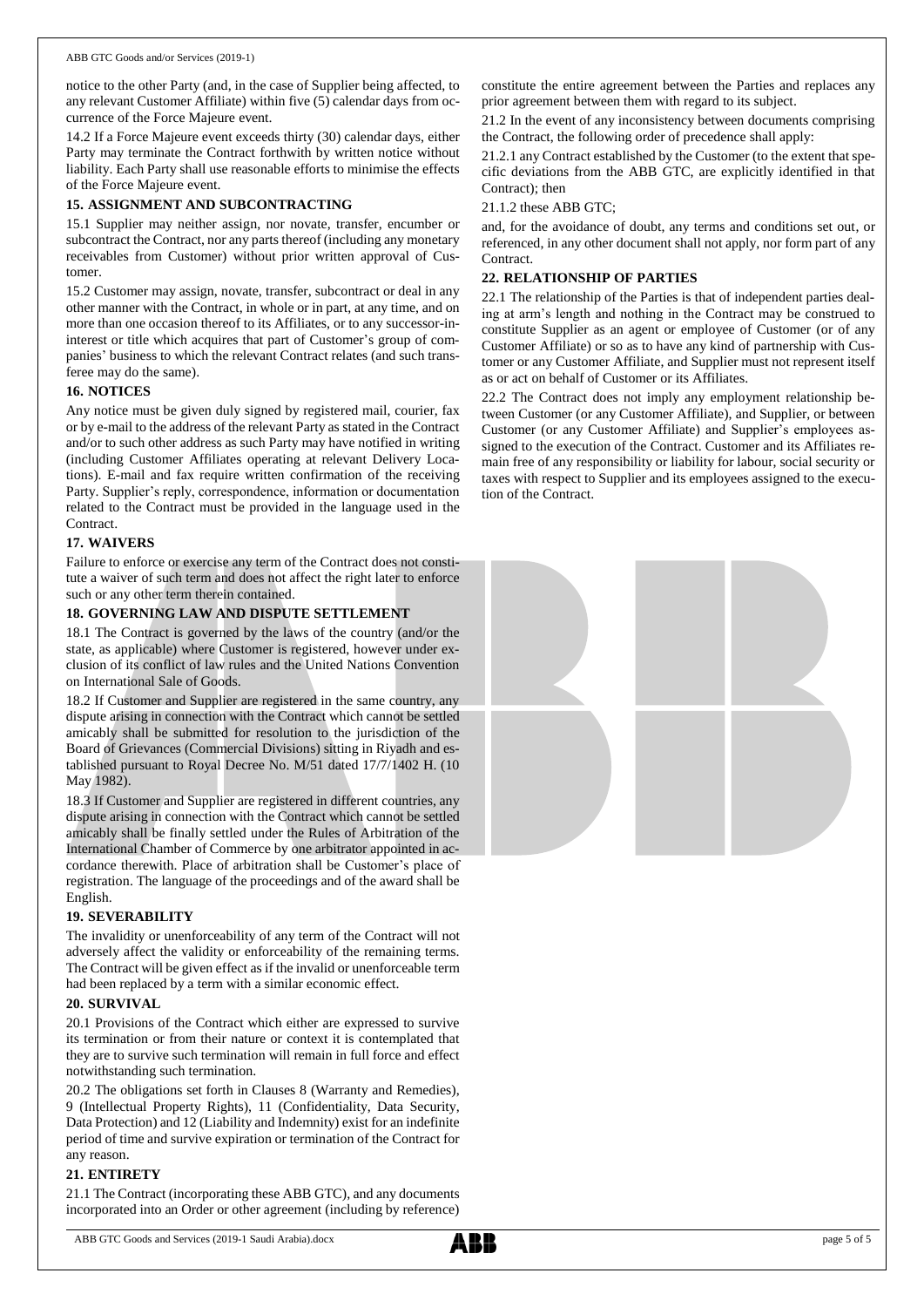notice to the other Party (and, in the case of Supplier being affected, to any relevant Customer Affiliate) within five (5) calendar days from occurrence of the Force Majeure event.

14.2 If a Force Majeure event exceeds thirty (30) calendar days, either Party may terminate the Contract forthwith by written notice without liability. Each Party shall use reasonable efforts to minimise the effects of the Force Majeure event.

## 15. ASSIGNMENT AND SUBCONTRACTING

15.1 Supplier may neither assign, nor novate, transfer, encumber or subcontract the Contract, nor any parts thereof (including any monetary receivables from Customer) without prior written approval of Customer.

15.2 Customer may assign, novate, transfer, subcontract or deal in any other manner with the Contract, in whole or in part, at any time, and on more than one occasion thereof to its Affiliates, or to any successor-in-interest or title which acquires that part of Customer's group of companies' business to which the relevant Contract relates (and such transferee may do the same).

## 16. NOTICES

Any notice must be given duly signed by registered mail, courier, fax or by e-mail to the address of the relevant Party as stated in the Contract and/or to such other address as such Party may have notified in writing (including Customer Affiliates operating at relevant Delivery Locations). E-mail and fax require written confirmation of the receiving Party. Supplier's reply, correspondence, information or documentation related to the Contract must be provided in the language used in the Contract.

## 17. WAIVERS

Failure to enforce or exercise any term of the Contract does not constitute a waiver of such term and does not affect the right later to enforce such or any other term therein contained.

## 18. GOVERNING LAW AND DISPUTE SETTLEMENT

18.1 The Contract is governed by the laws of the country (and/or the state, as applicable) where Customer is registered, however under exclusion of its conflict of law rules and the United Nations Convention on International Sale of Goods.

18.2 If Customer and Supplier are registered in the same country, any dispute arising in connection with the Contract which cannot be settled amicably shall be submitted for resolution to the jurisdiction of the Board of Grievances (Commercial Divisions) sitting in Riyadh and established pursuant to Royal Decree No. M/51 dated 17/7/1402 H. (10 May 1982).

18.3 If Customer and Supplier are registered in different countries, any dispute arising in connection with the Contract which cannot be settled amicably shall be finally settled under the Rules of Arbitration of the International Chamber of Commerce by one arbitrator appointed in accordance therewith. Place of arbitration shall be Customer's place of registration. The language of the proceedings and of the award shall be English.

## 19. SEVERABILITY

The invalidity or unenforceability of any term of the Contract will not adversely affect the validity or enforceability of the remaining terms. The Contract will be given effect as if the invalid or unenforceable term had been replaced by a term with a similar economic effect.

## 20. SURVIVAL

20.1 Provisions of the Contract which either are expressed to survive its termination or from their nature or context it is contemplated that they are to survive such termination will remain in full force and effect notwithstanding such termination.

20.2 The obligations set forth in Clauses 8 (Warranty and Remedies), 9 (Intellectual Property Rights), 11 (Confidentiality, Data Security, Data Protection) and 12 (Liability and Indemnity) exist for an indefinite period of time and survive expiration or termination of the Contract for any reason.

## 21. ENTIRETY

21.1 The Contract (incorporating these ABB GTC), and any documents incorporated into an Order or other agreement (including by reference) constitute the entire agreement between the Parties and replaces any prior agreement between them with regard to its subject.

21.2 In the event of any inconsistency between documents comprising the Contract, the following order of precedence shall apply:

21.2.1 any Contract established by the Customer (to the extent that specific deviations from the ABB GTC, are explicitly identified in that Contract); then

21.1.2 these ABB GTC;

and, for the avoidance of doubt, any terms and conditions set out, or referenced, in any other document shall not apply, nor form part of any Contract.

## 22. RELATIONSHIP OF PARTIES

22.1 The relationship of the Parties is that of independent parties dealing at arm's length and nothing in the Contract may be construed to constitute Supplier as an agent or employee of Customer (or of any Customer Affiliate) or so as to have any kind of partnership with Customer or any Customer Affiliate, and Supplier must not represent itself as or act on behalf of Customer or its Affiliates.

22.2 The Contract does not imply any employment relationship between Customer (or any Customer Affiliate), and Supplier, or between Customer (or any Customer Affiliate) and Supplier's employees assigned to the execution of the Contract. Customer and its Affiliates remain free of any responsibility or liability for labour, social security or taxes with respect to Supplier and its employees assigned to the execution of the Contract.